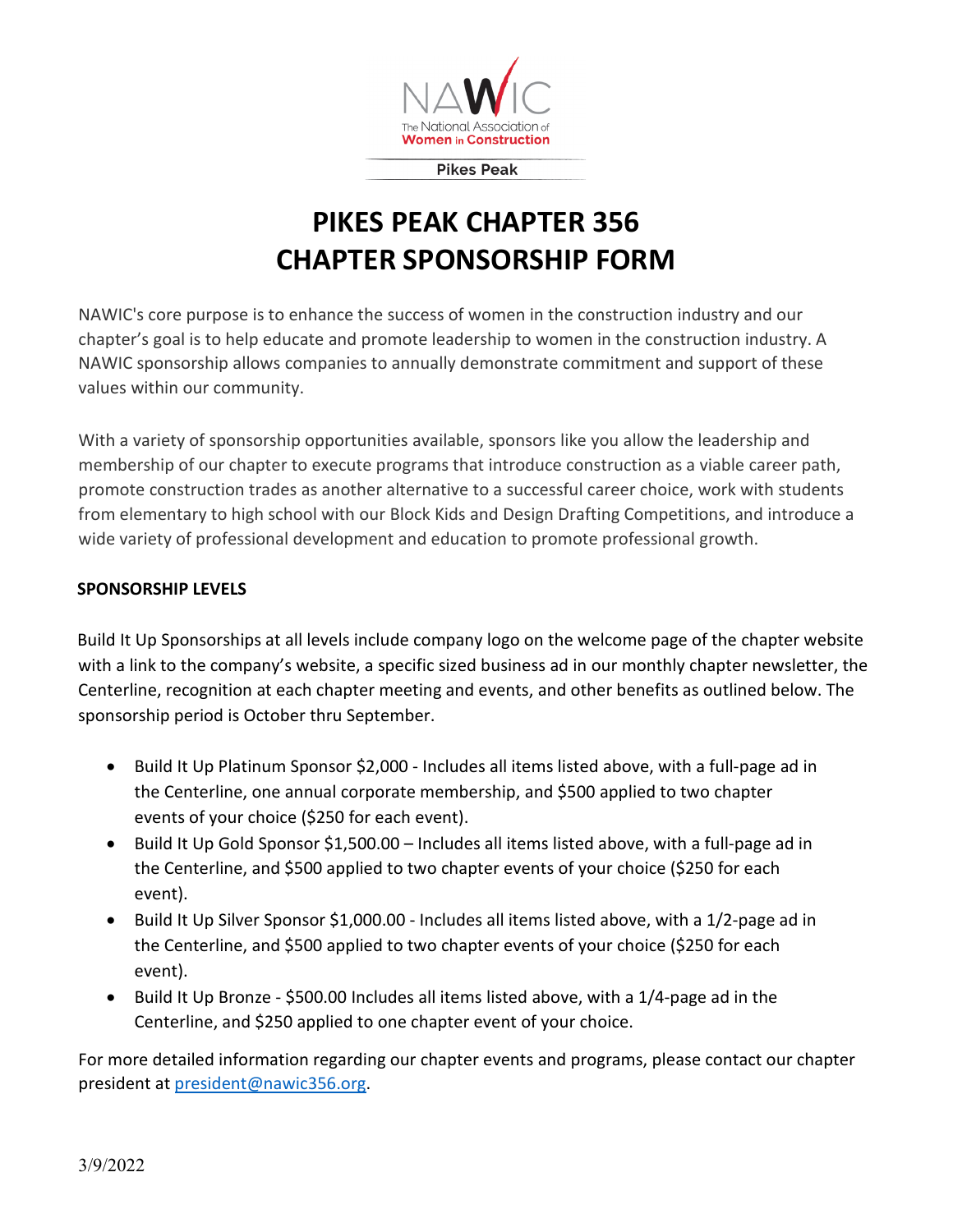NAWIC

The National Association of Women in Construction

Pikes Peak

# PIKES PEAK CHAPTER 356
# CHAPTER SPONSORSHIP FORM

NAWIC's core purpose is to enhance the success of women in the construction industry and our chapter's goal is to help educate and promote leadership to women in the construction industry. A NAWIC sponsorship allows companies to annually demonstrate commitment and support of these values within our community.

With a variety of sponsorship opportunities available, sponsors like you allow the leadership and membership of our chapter to execute programs that introduce construction as a viable career path, promote construction trades as another alternative to a successful career choice, work with students from elementary to high school with our Block Kids and Design Drafting Competitions, and introduce a wide variety of professional development and education to promote professional growth.

**SPONSORSHIP LEVELS**

Build It Up Sponsorships at all levels include company logo on the welcome page of the chapter website with a link to the company's website, a specific sized business ad in our monthly chapter newsletter, the Centerline, recognition at each chapter meeting and events, and other benefits as outlined below. The sponsorship period is October thru September.

- Build It Up Platinum Sponsor $2,000 - Includes all items listed above, with a full-page ad in the Centerline, one annual corporate membership, and $500 applied to two chapter events of your choice ($250 for each event).
- Build It Up Gold Sponsor $1,500.00 – Includes all items listed above, with a full-page ad in the Centerline, and $500 applied to two chapter events of your choice ($250 for each event).
- Build It Up Silver Sponsor $1,000.00 - Includes all items listed above, with a 1/2-page ad in the Centerline, and $500 applied to two chapter events of your choice ($250 for each event).
- Build It Up Bronze - $500.00 Includes all items listed above, with a 1/4-page ad in the Centerline, and $250 applied to one chapter event of your choice.

For more detailed information regarding our chapter events and programs, please contact our chapter president at president@nawic356.org.

3/9/2022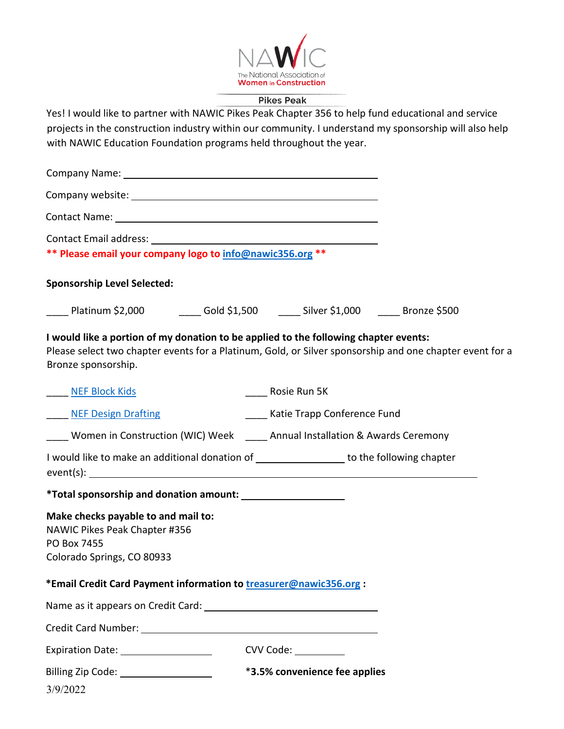NAWIC
The National Association of Women in Construction

Pikes Peak

Yes! I would like to partner with NAWIC Pikes Peak Chapter 356 to help fund educational and service projects in the construction industry within our community. I understand my sponsorship will also help with NAWIC Education Foundation programs held throughout the year.

Company Name: ______________________________

Company website: ______________________________

Contact Name: ______________________________

Contact Email address: ______________________________

**** Please email your company logo to info@nawic356.org ****

**Sponsorship Level Selected:**

____ Platinum $2,000 ____ Gold $1,500 ____ Silver $1,000 ____ Bronze $500

**I would like a portion of my donation to be applied to the following chapter events:**
Please select two chapter events for a Platinum, Gold, or Silver sponsorship and one chapter event for a Bronze sponsorship.

____ NEF Block Kids ____ Rosie Run 5K

____ NEF Design Drafting ____ Katie Trapp Conference Fund

____ Women in Construction (WIC) Week ____ Annual Installation & Awards Ceremony

I would like to make an additional donation of ______________ to the following chapter event(s): ______________________________

**\*Total sponsorship and donation amount:** ______________

**Make checks payable to and mail to:**
NAWIC Pikes Peak Chapter #356
PO Box 7455
Colorado Springs, CO 80933

**\*Email Credit Card Payment information to treasurer@nawic356.org :**

Name as it appears on Credit Card: ______________________________

Credit Card Number: ______________________________

Expiration Date: ______________ CVV Code: ________

Billing Zip Code: ______________ \***3.5% convenience fee applies**

3/9/2022